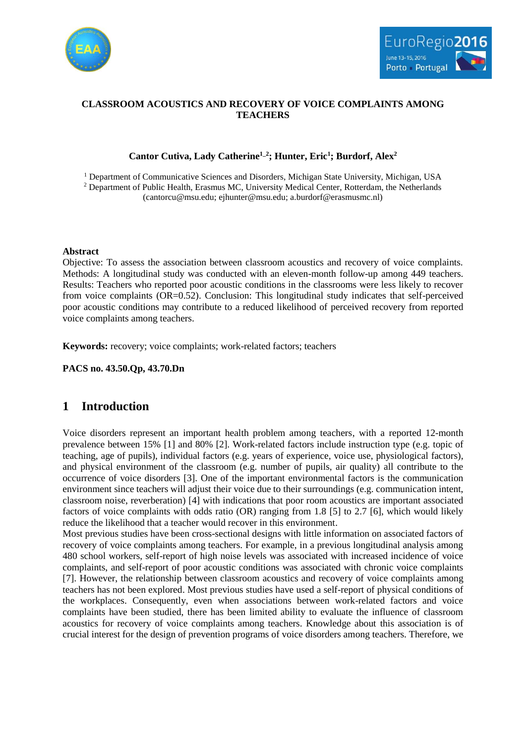# CLASSROOM ACOUSTICS AND RECOVERY OF VOICE COMPLAINTS AMONG TEACHERS

**Cantor Cutiva, Lady Catherine[1,2]; Hunter, Eric[1]; Burdorf, Alex[2]**

[1] Department of Communicative Sciences and Disorders, Michigan State University, Michigan, USA
[2] Department of Public Health, Erasmus MC, University Medical Center, Rotterdam, the Netherlands
(cantorcu@msu.edu; ejhunter@msu.edu; a.burdorf@erasmusmc.nl)

## Abstract

Objective: To assess the association between classroom acoustics and recovery of voice complaints. Methods: A longitudinal study was conducted with an eleven-month follow-up among 449 teachers. Results: Teachers who reported poor acoustic conditions in the classrooms were less likely to recover from voice complaints (OR=0.52). Conclusion: This longitudinal study indicates that self-perceived poor acoustic conditions may contribute to a reduced likelihood of perceived recovery from reported voice complaints among teachers.

**Keywords:** recovery; voice complaints; work-related factors; teachers

**PACS no. 43.50.Qp, 43.70.Dn**

## 1 Introduction

Voice disorders represent an important health problem among teachers, with a reported 12-month prevalence between 15% [1] and 80% [2]. Work-related factors include instruction type (e.g. topic of teaching, age of pupils), individual factors (e.g. years of experience, voice use, physiological factors), and physical environment of the classroom (e.g. number of pupils, air quality) all contribute to the occurrence of voice disorders [3]. One of the important environmental factors is the communication environment since teachers will adjust their voice due to their surroundings (e.g. communication intent, classroom noise, reverberation) [4] with indications that poor room acoustics are important associated factors of voice complaints with odds ratio (OR) ranging from 1.8 [5] to 2.7 [6], which would likely reduce the likelihood that a teacher would recover in this environment.

Most previous studies have been cross-sectional designs with little information on associated factors of recovery of voice complaints among teachers. For example, in a previous longitudinal analysis among 480 school workers, self-report of high noise levels was associated with increased incidence of voice complaints, and self-report of poor acoustic conditions was associated with chronic voice complaints [7]. However, the relationship between classroom acoustics and recovery of voice complaints among teachers has not been explored. Most previous studies have used a self-report of physical conditions of the workplaces. Consequently, even when associations between work-related factors and voice complaints have been studied, there has been limited ability to evaluate the influence of classroom acoustics for recovery of voice complaints among teachers. Knowledge about this association is of crucial interest for the design of prevention programs of voice disorders among teachers. Therefore, we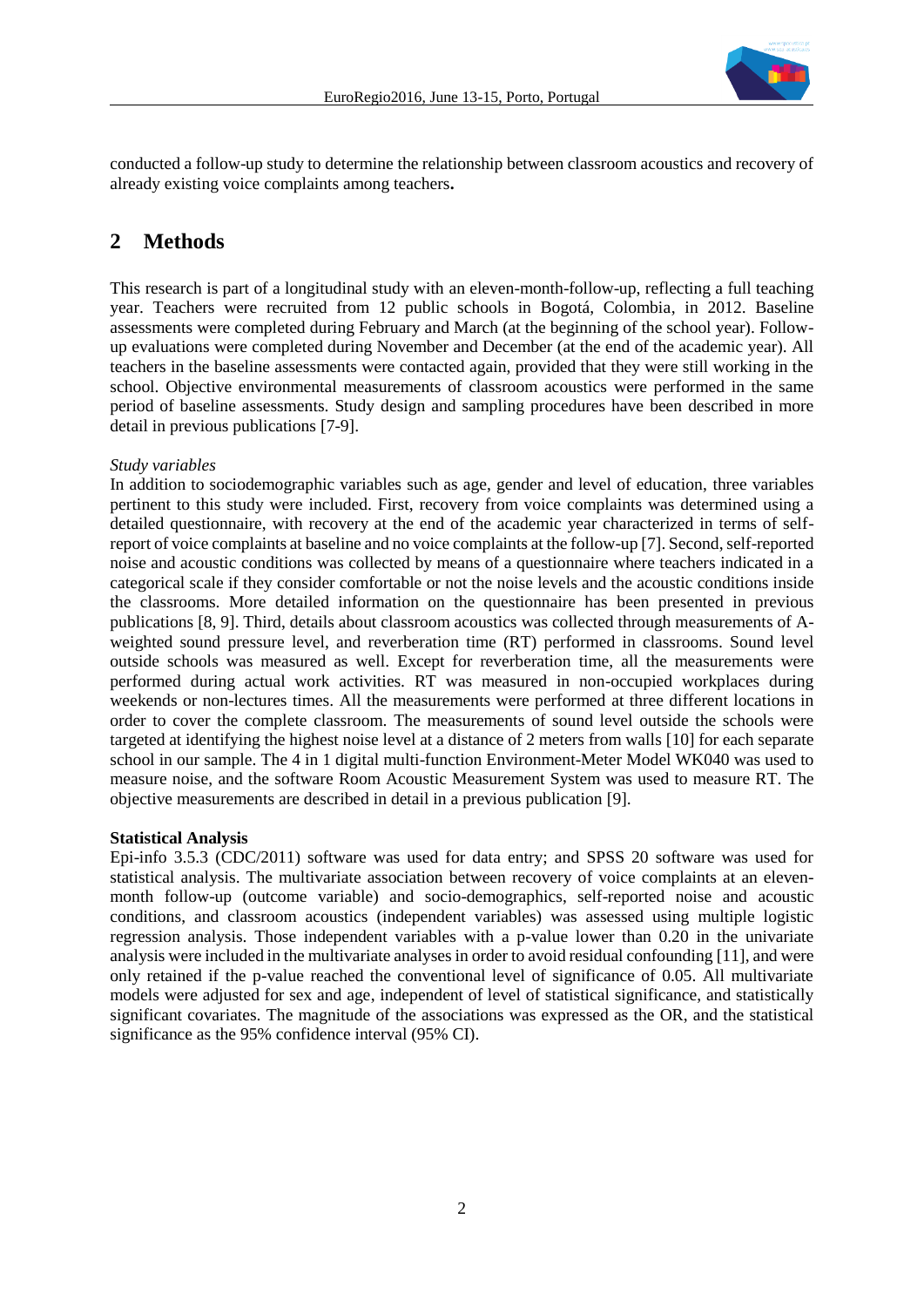conducted a follow-up study to determine the relationship between classroom acoustics and recovery of already existing voice complaints among teachers**.**

# 2 Methods

This research is part of a longitudinal study with an eleven-month-follow-up, reflecting a full teaching year. Teachers were recruited from 12 public schools in Bogotá, Colombia, in 2012. Baseline assessments were completed during February and March (at the beginning of the school year). Follow-up evaluations were completed during November and December (at the end of the academic year). All teachers in the baseline assessments were contacted again, provided that they were still working in the school. Objective environmental measurements of classroom acoustics were performed in the same period of baseline assessments. Study design and sampling procedures have been described in more detail in previous publications [7-9].

*Study variables*

In addition to sociodemographic variables such as age, gender and level of education, three variables pertinent to this study were included. First, recovery from voice complaints was determined using a detailed questionnaire, with recovery at the end of the academic year characterized in terms of self-report of voice complaints at baseline and no voice complaints at the follow-up [7]. Second, self-reported noise and acoustic conditions was collected by means of a questionnaire where teachers indicated in a categorical scale if they consider comfortable or not the noise levels and the acoustic conditions inside the classrooms. More detailed information on the questionnaire has been presented in previous publications [8, 9]. Third, details about classroom acoustics was collected through measurements of A-weighted sound pressure level, and reverberation time (RT) performed in classrooms. Sound level outside schools was measured as well. Except for reverberation time, all the measurements were performed during actual work activities. RT was measured in non-occupied workplaces during weekends or non-lectures times. All the measurements were performed at three different locations in order to cover the complete classroom. The measurements of sound level outside the schools were targeted at identifying the highest noise level at a distance of 2 meters from walls [10] for each separate school in our sample. The 4 in 1 digital multi-function Environment-Meter Model WK040 was used to measure noise, and the software Room Acoustic Measurement System was used to measure RT. The objective measurements are described in detail in a previous publication [9].

**Statistical Analysis**

Epi-info 3.5.3 (CDC/2011) software was used for data entry; and SPSS 20 software was used for statistical analysis. The multivariate association between recovery of voice complaints at an eleven-month follow-up (outcome variable) and socio-demographics, self-reported noise and acoustic conditions, and classroom acoustics (independent variables) was assessed using multiple logistic regression analysis. Those independent variables with a p-value lower than 0.20 in the univariate analysis were included in the multivariate analyses in order to avoid residual confounding [11], and were only retained if the p-value reached the conventional level of significance of 0.05. All multivariate models were adjusted for sex and age, independent of level of statistical significance, and statistically significant covariates. The magnitude of the associations was expressed as the OR, and the statistical significance as the 95% confidence interval (95% CI).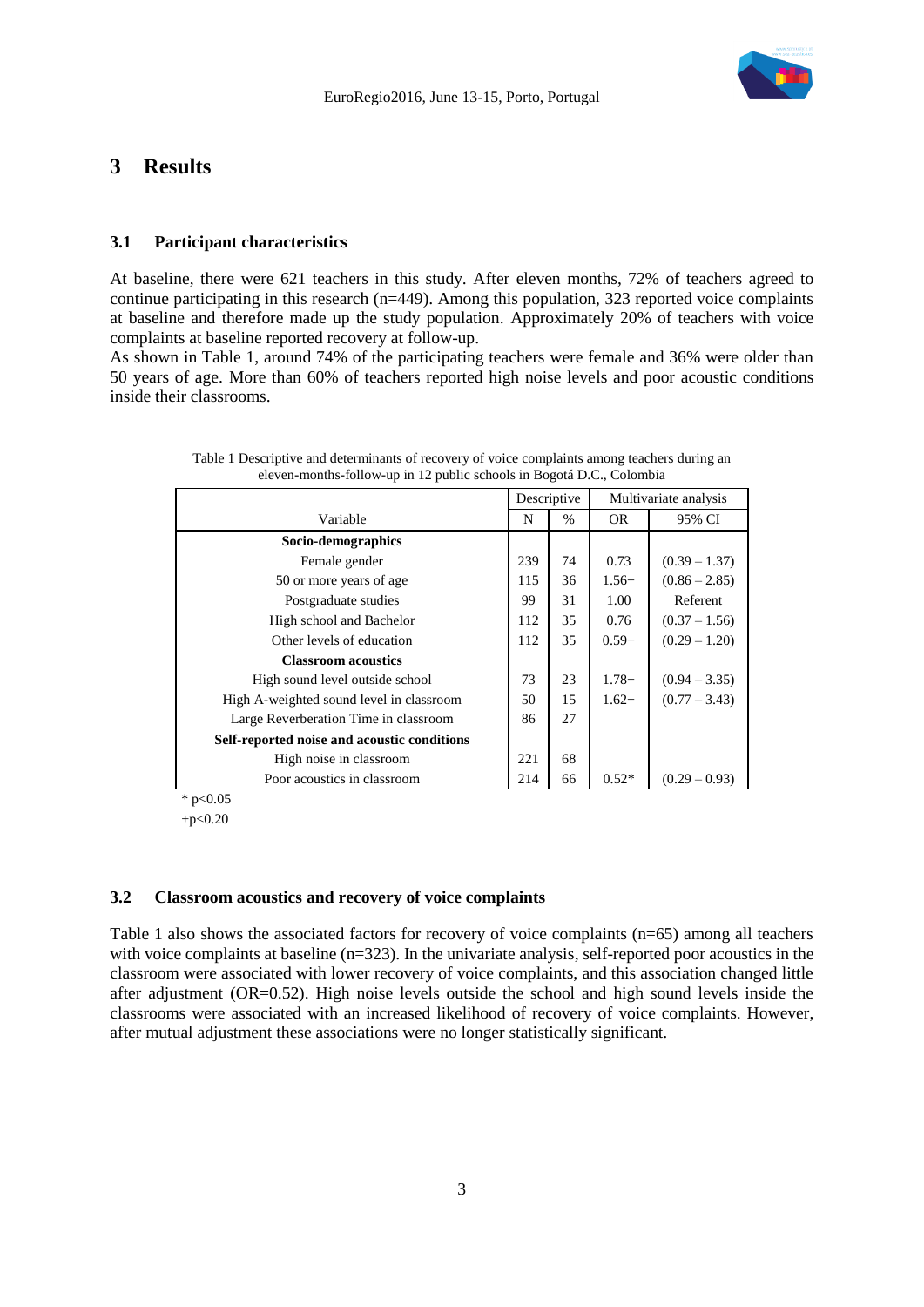## 3 Results

### 3.1 Participant characteristics

At baseline, there were 621 teachers in this study. After eleven months, 72% of teachers agreed to continue participating in this research (n=449). Among this population, 323 reported voice complaints at baseline and therefore made up the study population. Approximately 20% of teachers with voice complaints at baseline reported recovery at follow-up.
As shown in Table 1, around 74% of the participating teachers were female and 36% were older than 50 years of age. More than 60% of teachers reported high noise levels and poor acoustic conditions inside their classrooms.

Table 1 Descriptive and determinants of recovery of voice complaints among teachers during an eleven-months-follow-up in 12 public schools in Bogotá D.C., Colombia

| | Descriptive | | Multivariate analysis | |
|---|---|---|---|---|
| Variable | N | % | OR | 95% CI |
| **Socio-demographics** | | | | |
| Female gender | 239 | 74 | 0.73 | (0.39 – 1.37) |
| 50 or more years of age | 115 | 36 | 1.56+ | (0.86 – 2.85) |
| Postgraduate studies | 99 | 31 | 1.00 | Referent |
| High school and Bachelor | 112 | 35 | 0.76 | (0.37 – 1.56) |
| Other levels of education | 112 | 35 | 0.59+ | (0.29 – 1.20) |
| **Classroom acoustics** | | | | |
| High sound level outside school | 73 | 23 | 1.78+ | (0.94 – 3.35) |
| High A-weighted sound level in classroom | 50 | 15 | 1.62+ | (0.77 – 3.43) |
| Large Reverberation Time in classroom | 86 | 27 | | |
| **Self-reported noise and acoustic conditions** | | | | |
| High noise in classroom | 221 | 68 | | |
| Poor acoustics in classroom | 214 | 66 | 0.52* | (0.29 – 0.93) |

* $p<0.05$
+$p<0.20$

### 3.2 Classroom acoustics and recovery of voice complaints

Table 1 also shows the associated factors for recovery of voice complaints (n=65) among all teachers with voice complaints at baseline (n=323). In the univariate analysis, self-reported poor acoustics in the classroom were associated with lower recovery of voice complaints, and this association changed little after adjustment (OR=0.52). High noise levels outside the school and high sound levels inside the classrooms were associated with an increased likelihood of recovery of voice complaints. However, after mutual adjustment these associations were no longer statistically significant.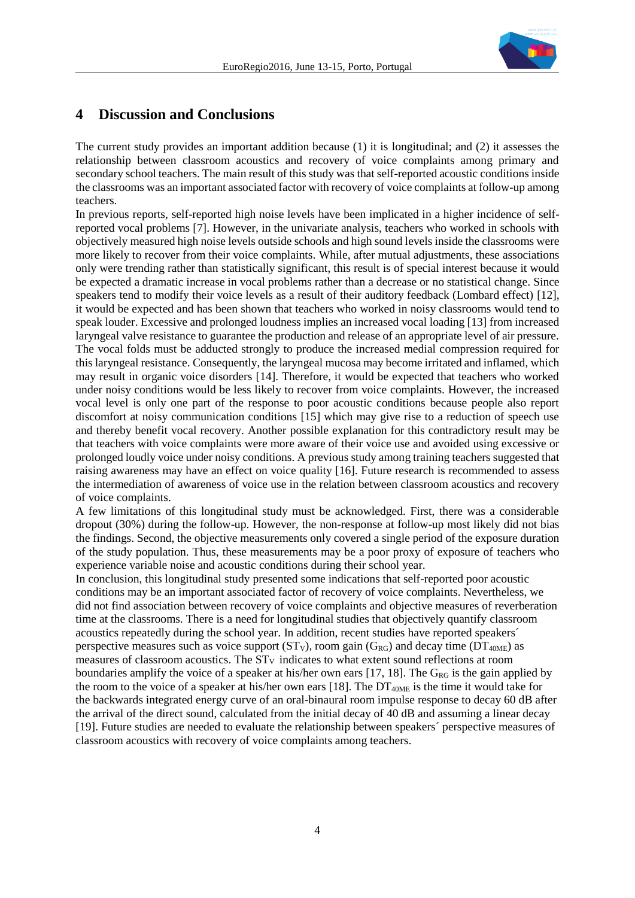# 4 Discussion and Conclusions

The current study provides an important addition because (1) it is longitudinal; and (2) it assesses the relationship between classroom acoustics and recovery of voice complaints among primary and secondary school teachers. The main result of this study was that self-reported acoustic conditions inside the classrooms was an important associated factor with recovery of voice complaints at follow-up among teachers.

In previous reports, self-reported high noise levels have been implicated in a higher incidence of self-reported vocal problems [7]. However, in the univariate analysis, teachers who worked in schools with objectively measured high noise levels outside schools and high sound levels inside the classrooms were more likely to recover from their voice complaints. While, after mutual adjustments, these associations only were trending rather than statistically significant, this result is of special interest because it would be expected a dramatic increase in vocal problems rather than a decrease or no statistical change. Since speakers tend to modify their voice levels as a result of their auditory feedback (Lombard effect) [12], it would be expected and has been shown that teachers who worked in noisy classrooms would tend to speak louder. Excessive and prolonged loudness implies an increased vocal loading [13] from increased laryngeal valve resistance to guarantee the production and release of an appropriate level of air pressure. The vocal folds must be adducted strongly to produce the increased medial compression required for this laryngeal resistance. Consequently, the laryngeal mucosa may become irritated and inflamed, which may result in organic voice disorders [14]. Therefore, it would be expected that teachers who worked under noisy conditions would be less likely to recover from voice complaints. However, the increased vocal level is only one part of the response to poor acoustic conditions because people also report discomfort at noisy communication conditions [15] which may give rise to a reduction of speech use and thereby benefit vocal recovery. Another possible explanation for this contradictory result may be that teachers with voice complaints were more aware of their voice use and avoided using excessive or prolonged loudly voice under noisy conditions. A previous study among training teachers suggested that raising awareness may have an effect on voice quality [16]. Future research is recommended to assess the intermediation of awareness of voice use in the relation between classroom acoustics and recovery of voice complaints.

A few limitations of this longitudinal study must be acknowledged. First, there was a considerable dropout (30%) during the follow-up. However, the non-response at follow-up most likely did not bias the findings. Second, the objective measurements only covered a single period of the exposure duration of the study population. Thus, these measurements may be a poor proxy of exposure of teachers who experience variable noise and acoustic conditions during their school year.

In conclusion, this longitudinal study presented some indications that self-reported poor acoustic conditions may be an important associated factor of recovery of voice complaints. Nevertheless, we did not find association between recovery of voice complaints and objective measures of reverberation time at the classrooms. There is a need for longitudinal studies that objectively quantify classroom acoustics repeatedly during the school year. In addition, recent studies have reported speakers´ perspective measures such as voice support ($ST_V$), room gain ($G_{RG}$) and decay time ($DT_{40ME}$) as measures of classroom acoustics. The $ST_V$ indicates to what extent sound reflections at room boundaries amplify the voice of a speaker at his/her own ears [17, 18]. The $G_{RG}$ is the gain applied by the room to the voice of a speaker at his/her own ears [18]. The $DT_{40ME}$ is the time it would take for the backwards integrated energy curve of an oral-binaural room impulse response to decay 60 dB after the arrival of the direct sound, calculated from the initial decay of 40 dB and assuming a linear decay [19]. Future studies are needed to evaluate the relationship between speakers´ perspective measures of classroom acoustics with recovery of voice complaints among teachers.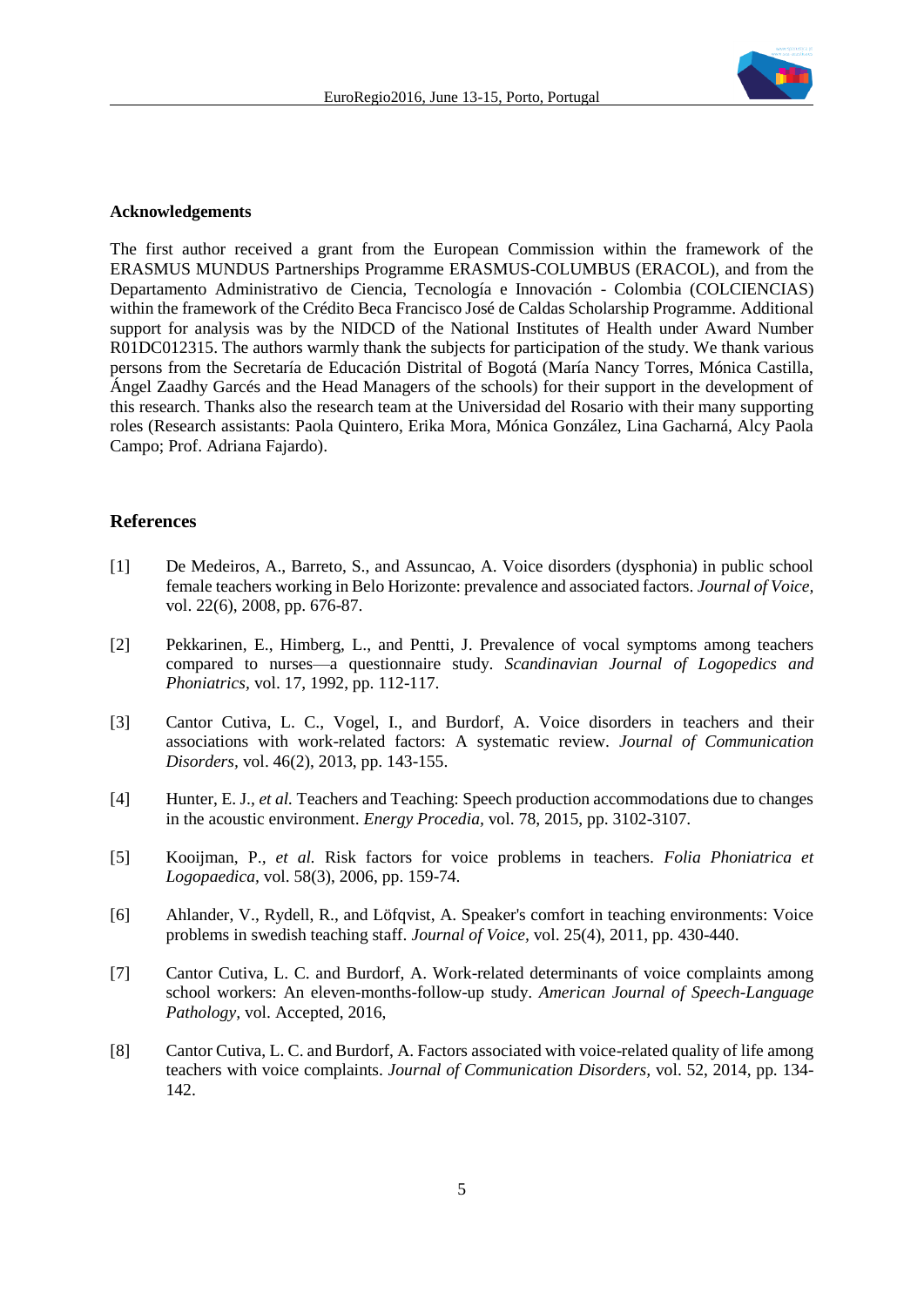## Acknowledgements

The first author received a grant from the European Commission within the framework of the ERASMUS MUNDUS Partnerships Programme ERASMUS-COLUMBUS (ERACOL), and from the Departamento Administrativo de Ciencia, Tecnología e Innovación - Colombia (COLCIENCIAS) within the framework of the Crédito Beca Francisco José de Caldas Scholarship Programme. Additional support for analysis was by the NIDCD of the National Institutes of Health under Award Number R01DC012315. The authors warmly thank the subjects for participation of the study. We thank various persons from the Secretaría de Educación Distrital of Bogotá (María Nancy Torres, Mónica Castilla, Ángel Zaadhy Garcés and the Head Managers of the schools) for their support in the development of this research. Thanks also the research team at the Universidad del Rosario with their many supporting roles (Research assistants: Paola Quintero, Erika Mora, Mónica González, Lina Gacharná, Alcy Paola Campo; Prof. Adriana Fajardo).

## References

[1] De Medeiros, A., Barreto, S., and Assuncao, A. Voice disorders (dysphonia) in public school female teachers working in Belo Horizonte: prevalence and associated factors. *Journal of Voice*, vol. 22(6), 2008, pp. 676-87.

[2] Pekkarinen, E., Himberg, L., and Pentti, J. Prevalence of vocal symptoms among teachers compared to nurses—a questionnaire study. *Scandinavian Journal of Logopedics and Phoniatrics*, vol. 17, 1992, pp. 112-117.

[3] Cantor Cutiva, L. C., Vogel, I., and Burdorf, A. Voice disorders in teachers and their associations with work-related factors: A systematic review. *Journal of Communication Disorders*, vol. 46(2), 2013, pp. 143-155.

[4] Hunter, E. J., *et al.* Teachers and Teaching: Speech production accommodations due to changes in the acoustic environment. *Energy Procedia*, vol. 78, 2015, pp. 3102-3107.

[5] Kooijman, P., *et al.* Risk factors for voice problems in teachers. *Folia Phoniatrica et Logopaedica*, vol. 58(3), 2006, pp. 159-74.

[6] Ahlander, V., Rydell, R., and Löfqvist, A. Speaker's comfort in teaching environments: Voice problems in swedish teaching staff. *Journal of Voice*, vol. 25(4), 2011, pp. 430-440.

[7] Cantor Cutiva, L. C. and Burdorf, A. Work-related determinants of voice complaints among school workers: An eleven-months-follow-up study. *American Journal of Speech-Language Pathology*, vol. Accepted, 2016,

[8] Cantor Cutiva, L. C. and Burdorf, A. Factors associated with voice-related quality of life among teachers with voice complaints. *Journal of Communication Disorders*, vol. 52, 2014, pp. 134-142.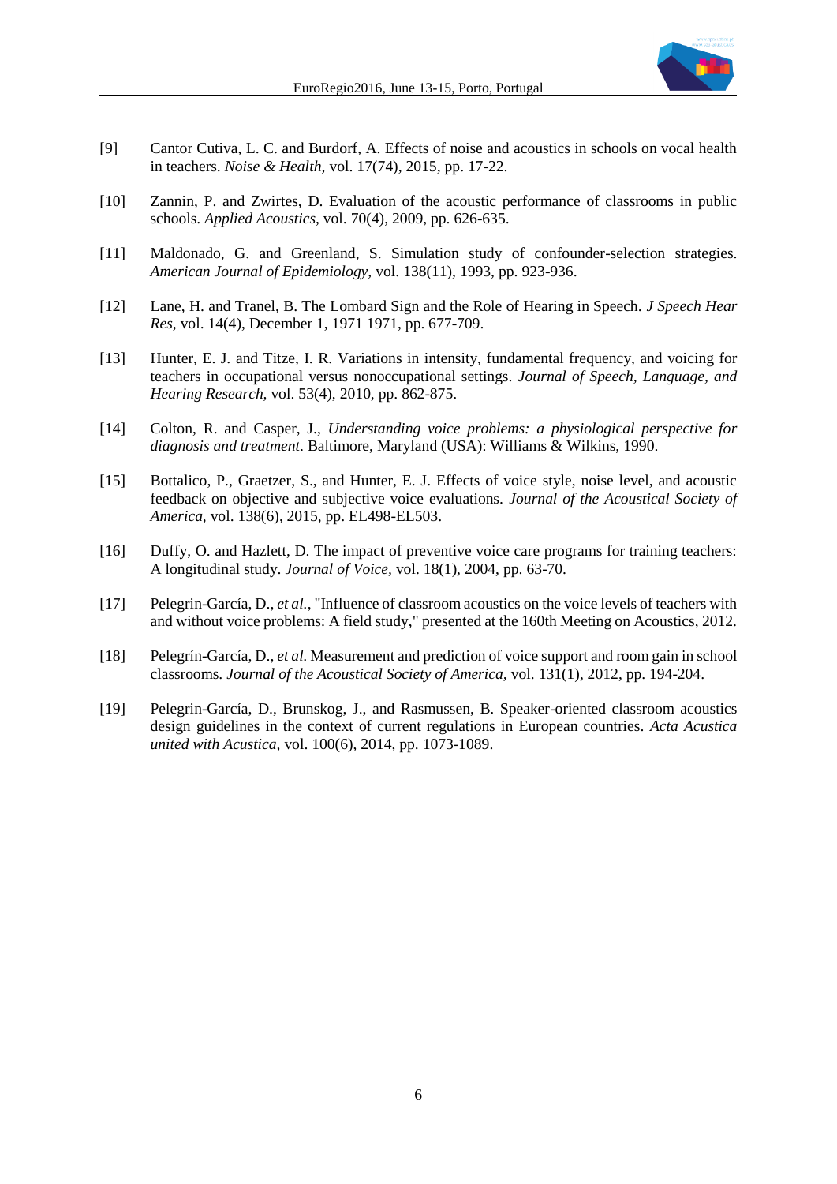[9] Cantor Cutiva, L. C. and Burdorf, A. Effects of noise and acoustics in schools on vocal health in teachers. *Noise & Health,* vol. 17(74), 2015, pp. 17-22.

[10] Zannin, P. and Zwirtes, D. Evaluation of the acoustic performance of classrooms in public schools. *Applied Acoustics*, vol. 70(4), 2009, pp. 626-635.

[11] Maldonado, G. and Greenland, S. Simulation study of confounder-selection strategies. *American Journal of Epidemiology,* vol. 138(11), 1993, pp. 923-936.

[12] Lane, H. and Tranel, B. The Lombard Sign and the Role of Hearing in Speech. *J Speech Hear Res,* vol. 14(4), December 1, 1971 1971, pp. 677-709.

[13] Hunter, E. J. and Titze, I. R. Variations in intensity, fundamental frequency, and voicing for teachers in occupational versus nonoccupational settings. *Journal of Speech, Language, and Hearing Research,* vol. 53(4), 2010, pp. 862-875.

[14] Colton, R. and Casper, J., *Understanding voice problems: a physiological perspective for diagnosis and treatment*. Baltimore, Maryland (USA): Williams & Wilkins, 1990.

[15] Bottalico, P., Graetzer, S., and Hunter, E. J. Effects of voice style, noise level, and acoustic feedback on objective and subjective voice evaluations. *Journal of the Acoustical Society of America,* vol. 138(6), 2015, pp. EL498-EL503.

[16] Duffy, O. and Hazlett, D. The impact of preventive voice care programs for training teachers: A longitudinal study. *Journal of Voice*, vol. 18(1), 2004, pp. 63-70.

[17] Pelegrin-García, D., *et al.*, "Influence of classroom acoustics on the voice levels of teachers with and without voice problems: A field study," presented at the 160th Meeting on Acoustics, 2012.

[18] Pelegrín-García, D., *et al*. Measurement and prediction of voice support and room gain in school classrooms. *Journal of the Acoustical Society of America,* vol. 131(1), 2012, pp. 194-204.

[19] Pelegrin-García, D., Brunskog, J., and Rasmussen, B. Speaker-oriented classroom acoustics design guidelines in the context of current regulations in European countries. *Acta Acustica united with Acustica,* vol. 100(6), 2014, pp. 1073-1089.